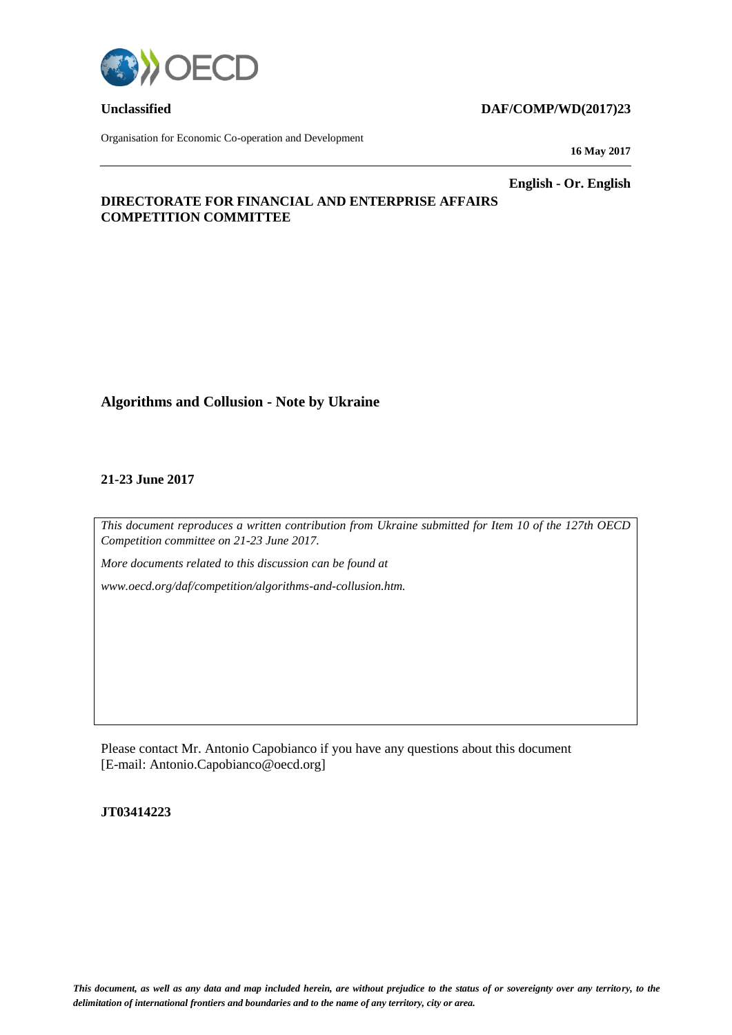**Unclassified** **DAF/COMP/WD(2017)23**

Organisation for Economic Co-operation and Development

**16 May 2017**

**English - Or. English**

**DIRECTORATE FOR FINANCIAL AND ENTERPRISE AFFAIRS**
**COMPETITION COMMITTEE**

# Algorithms and Collusion - Note by Ukraine

**21-23 June 2017**

*This document reproduces a written contribution from Ukraine submitted for Item 10 of the 127th OECD Competition committee on 21-23 June 2017.*

*More documents related to this discussion can be found at*

*www.oecd.org/daf/competition/algorithms-and-collusion.htm.*

Please contact Mr. Antonio Capobianco if you have any questions about this document [E-mail: Antonio.Capobianco@oecd.org]

**JT03414223**

***This document, as well as any data and map included herein, are without prejudice to the status of or sovereignty over any territory, to the delimitation of international frontiers and boundaries and to the name of any territory, city or area.***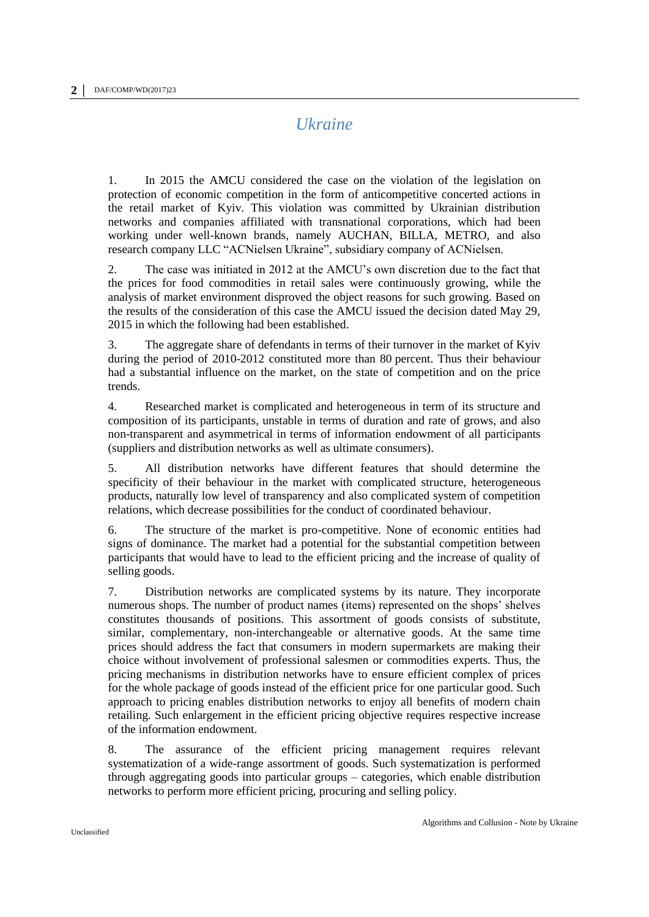# *Ukraine*

1. In 2015 the AMCU considered the case on the violation of the legislation on protection of economic competition in the form of anticompetitive concerted actions in the retail market of Kyiv. This violation was committed by Ukrainian distribution networks and companies affiliated with transnational corporations, which had been working under well-known brands, namely AUCHAN, BILLA, METRO, and also research company LLC "ACNielsen Ukraine", subsidiary company of ACNielsen.

2. The case was initiated in 2012 at the AMCU's own discretion due to the fact that the prices for food commodities in retail sales were continuously growing, while the analysis of market environment disproved the object reasons for such growing. Based on the results of the consideration of this case the AMCU issued the decision dated May 29, 2015 in which the following had been established.

3. The aggregate share of defendants in terms of their turnover in the market of Kyiv during the period of 2010-2012 constituted more than 80 percent. Thus their behaviour had a substantial influence on the market, on the state of competition and on the price trends.

4. Researched market is complicated and heterogeneous in term of its structure and composition of its participants, unstable in terms of duration and rate of grows, and also non-transparent and asymmetrical in terms of information endowment of all participants (suppliers and distribution networks as well as ultimate consumers).

5. All distribution networks have different features that should determine the specificity of their behaviour in the market with complicated structure, heterogeneous products, naturally low level of transparency and also complicated system of competition relations, which decrease possibilities for the conduct of coordinated behaviour.

6. The structure of the market is pro-competitive. None of economic entities had signs of dominance. The market had a potential for the substantial competition between participants that would have to lead to the efficient pricing and the increase of quality of selling goods.

7. Distribution networks are complicated systems by its nature. They incorporate numerous shops. The number of product names (items) represented on the shops' shelves constitutes thousands of positions. This assortment of goods consists of substitute, similar, complementary, non-interchangeable or alternative goods. At the same time prices should address the fact that consumers in modern supermarkets are making their choice without involvement of professional salesmen or commodities experts. Thus, the pricing mechanisms in distribution networks have to ensure efficient complex of prices for the whole package of goods instead of the efficient price for one particular good. Such approach to pricing enables distribution networks to enjoy all benefits of modern chain retailing. Such enlargement in the efficient pricing objective requires respective increase of the information endowment.

8. The assurance of the efficient pricing management requires relevant systematization of a wide-range assortment of goods. Such systematization is performed through aggregating goods into particular groups – categories, which enable distribution networks to perform more efficient pricing, procuring and selling policy.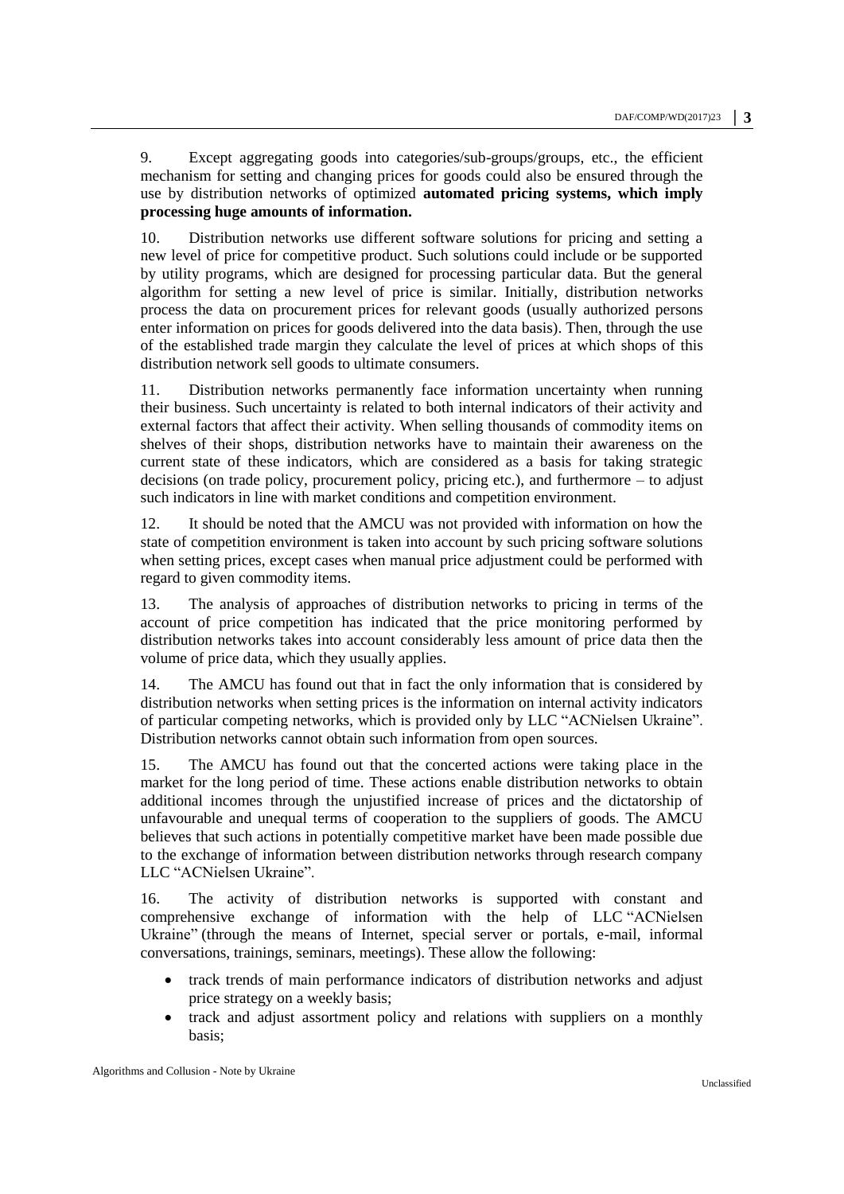9. Except aggregating goods into categories/sub-groups/groups, etc., the efficient mechanism for setting and changing prices for goods could also be ensured through the use by distribution networks of optimized **automated pricing systems, which imply processing huge amounts of information.**

10. Distribution networks use different software solutions for pricing and setting a new level of price for competitive product. Such solutions could include or be supported by utility programs, which are designed for processing particular data. But the general algorithm for setting a new level of price is similar. Initially, distribution networks process the data on procurement prices for relevant goods (usually authorized persons enter information on prices for goods delivered into the data basis). Then, through the use of the established trade margin they calculate the level of prices at which shops of this distribution network sell goods to ultimate consumers.

11. Distribution networks permanently face information uncertainty when running their business. Such uncertainty is related to both internal indicators of their activity and external factors that affect their activity. When selling thousands of commodity items on shelves of their shops, distribution networks have to maintain their awareness on the current state of these indicators, which are considered as a basis for taking strategic decisions (on trade policy, procurement policy, pricing etc.), and furthermore – to adjust such indicators in line with market conditions and competition environment.

12. It should be noted that the AMCU was not provided with information on how the state of competition environment is taken into account by such pricing software solutions when setting prices, except cases when manual price adjustment could be performed with regard to given commodity items.

13. The analysis of approaches of distribution networks to pricing in terms of the account of price competition has indicated that the price monitoring performed by distribution networks takes into account considerably less amount of price data then the volume of price data, which they usually applies.

14. The AMCU has found out that in fact the only information that is considered by distribution networks when setting prices is the information on internal activity indicators of particular competing networks, which is provided only by LLC "ACNielsen Ukraine". Distribution networks cannot obtain such information from open sources.

15. The AMCU has found out that the concerted actions were taking place in the market for the long period of time. These actions enable distribution networks to obtain additional incomes through the unjustified increase of prices and the dictatorship of unfavourable and unequal terms of cooperation to the suppliers of goods. The AMCU believes that such actions in potentially competitive market have been made possible due to the exchange of information between distribution networks through research company LLC "ACNielsen Ukraine".

16. The activity of distribution networks is supported with constant and comprehensive exchange of information with the help of LLC "ACNielsen Ukraine" (through the means of Internet, special server or portals, e-mail, informal conversations, trainings, seminars, meetings). These allow the following:

- track trends of main performance indicators of distribution networks and adjust price strategy on a weekly basis;
- track and adjust assortment policy and relations with suppliers on a monthly basis;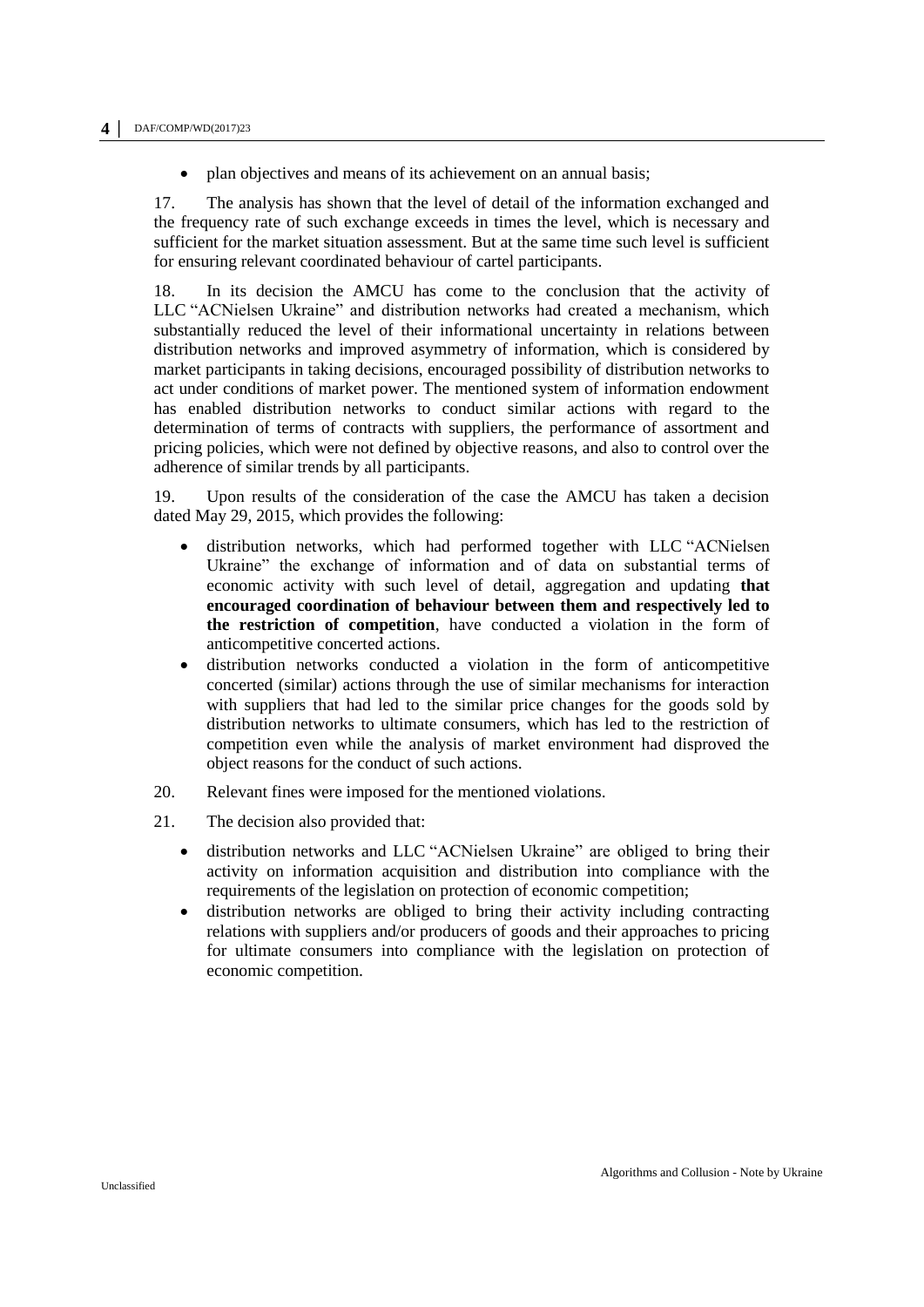- plan objectives and means of its achievement on an annual basis;

17. The analysis has shown that the level of detail of the information exchanged and the frequency rate of such exchange exceeds in times the level, which is necessary and sufficient for the market situation assessment. But at the same time such level is sufficient for ensuring relevant coordinated behaviour of cartel participants.

18. In its decision the AMCU has come to the conclusion that the activity of LLC "ACNielsen Ukraine" and distribution networks had created a mechanism, which substantially reduced the level of their informational uncertainty in relations between distribution networks and improved asymmetry of information, which is considered by market participants in taking decisions, encouraged possibility of distribution networks to act under conditions of market power. The mentioned system of information endowment has enabled distribution networks to conduct similar actions with regard to the determination of terms of contracts with suppliers, the performance of assortment and pricing policies, which were not defined by objective reasons, and also to control over the adherence of similar trends by all participants.

19. Upon results of the consideration of the case the AMCU has taken a decision dated May 29, 2015, which provides the following:

- distribution networks, which had performed together with LLC "ACNielsen Ukraine" the exchange of information and of data on substantial terms of economic activity with such level of detail, aggregation and updating **that encouraged coordination of behaviour between them and respectively led to the restriction of competition**, have conducted a violation in the form of anticompetitive concerted actions.
- distribution networks conducted a violation in the form of anticompetitive concerted (similar) actions through the use of similar mechanisms for interaction with suppliers that had led to the similar price changes for the goods sold by distribution networks to ultimate consumers, which has led to the restriction of competition even while the analysis of market environment had disproved the object reasons for the conduct of such actions.

20. Relevant fines were imposed for the mentioned violations.

21. The decision also provided that:

- distribution networks and LLC "ACNielsen Ukraine" are obliged to bring their activity on information acquisition and distribution into compliance with the requirements of the legislation on protection of economic competition;
- distribution networks are obliged to bring their activity including contracting relations with suppliers and/or producers of goods and their approaches to pricing for ultimate consumers into compliance with the legislation on protection of economic competition.